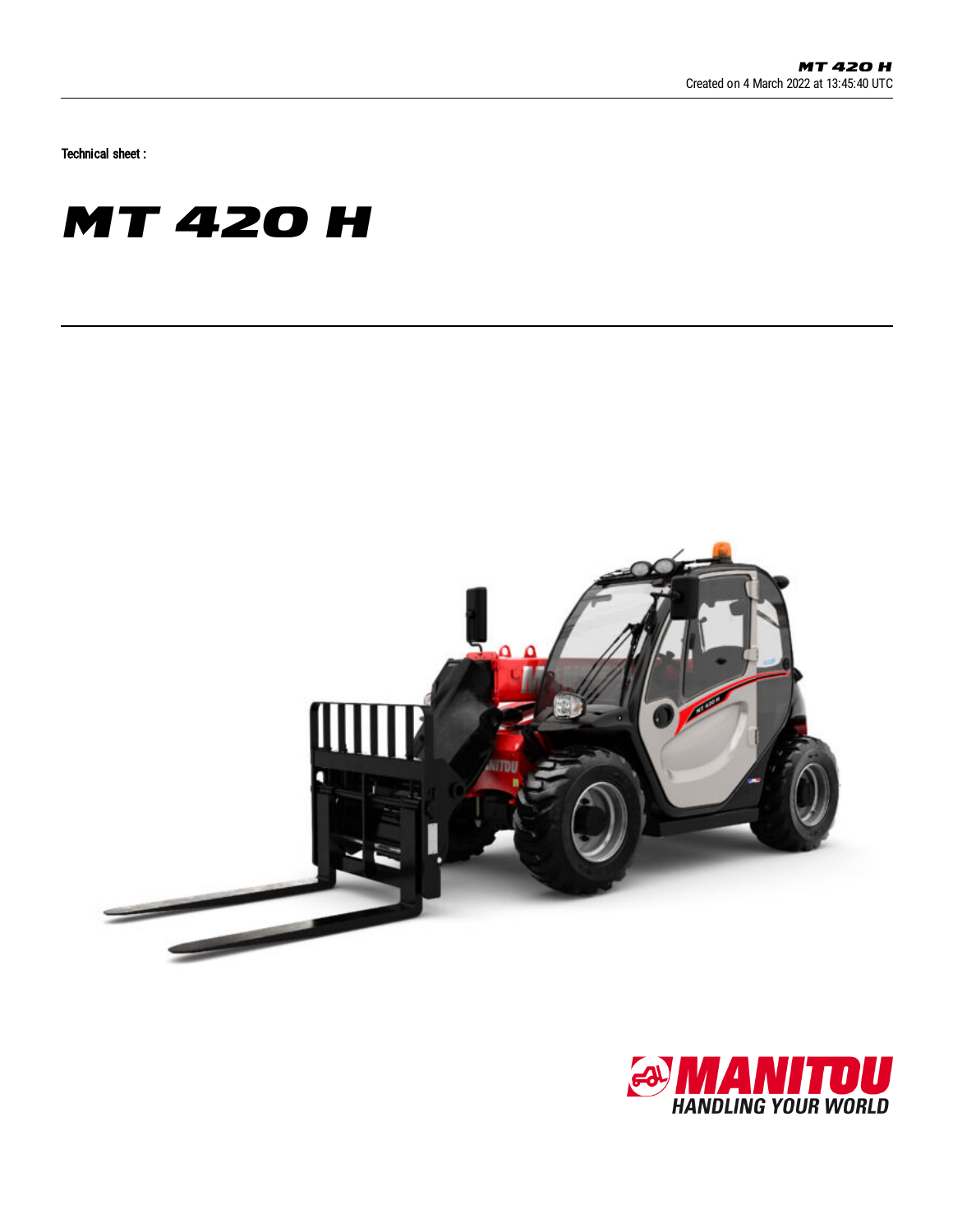Technical sheet :

# MT 420 H

HANDLING YOUR WORLD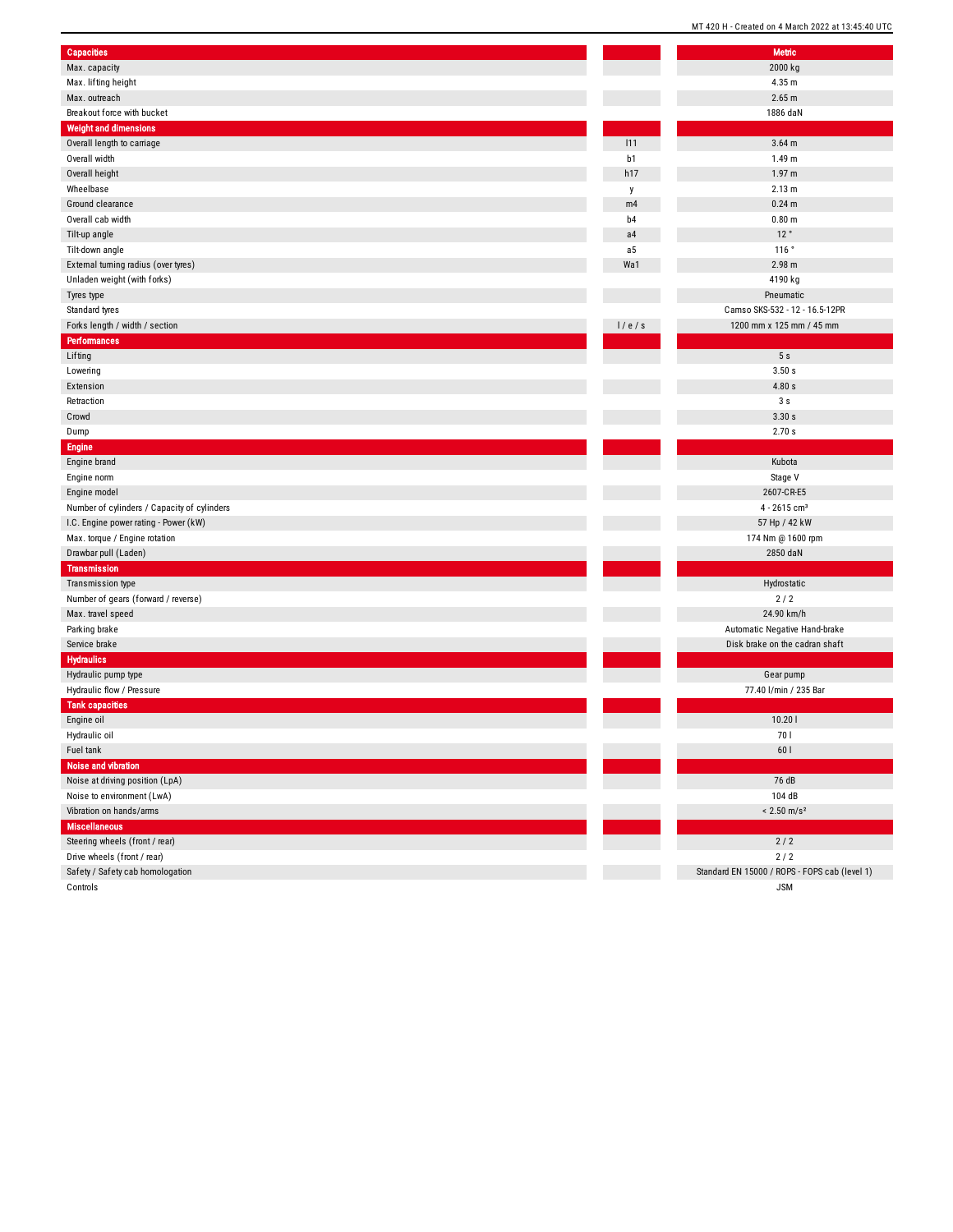| Capacities | | Metric |
|---|---|---|
| Max. capacity | | 2000 kg |
| Max. lifting height | | 4.35 m |
| Max. outreach | | 2.65 m |
| Breakout force with bucket | | 1886 daN |
| **Weight and dimensions** | | |
| Overall length to carriage | l11 | 3.64 m |
| Overall width | b1 | 1.49 m |
| Overall height | h17 | 1.97 m |
| Wheelbase | y | 2.13 m |
| Ground clearance | m4 | 0.24 m |
| Overall cab width | b4 | 0.80 m |
| Tilt-up angle | a4 | 12 ° |
| Tilt-down angle | a5 | 116 ° |
| External turning radius (over tyres) | Wa1 | 2.98 m |
| Unladen weight (with forks) | | 4190 kg |
| Tyres type | | Pneumatic |
| Standard tyres | | Camso SKS-532 - 12 - 16.5-12PR |
| Forks length / width / section | l / e / s | 1200 mm x 125 mm / 45 mm |
| **Performances** | | |
| Lifting | | 5 s |
| Lowering | | 3.50 s |
| Extension | | 4.80 s |
| Retraction | | 3 s |
| Crowd | | 3.30 s |
| Dump | | 2.70 s |
| **Engine** | | |
| Engine brand | | Kubota |
| Engine norm | | Stage V |
| Engine model | | 2607-CR-E5 |
| Number of cylinders / Capacity of cylinders | | 4 - 2615 cm³ |
| I.C. Engine power rating - Power (kW) | | 57 Hp / 42 kW |
| Max. torque / Engine rotation | | 174 Nm @ 1600 rpm |
| Drawbar pull (Laden) | | 2850 daN |
| **Transmission** | | |
| Transmission type | | Hydrostatic |
| Number of gears (forward / reverse) | | 2 / 2 |
| Max. travel speed | | 24.90 km/h |
| Parking brake | | Automatic Negative Hand-brake |
| Service brake | | Disk brake on the cadran shaft |
| **Hydraulics** | | |
| Hydraulic pump type | | Gear pump |
| Hydraulic flow / Pressure | | 77.40 l/min / 235 Bar |
| **Tank capacities** | | |
| Engine oil | | 10.20 l |
| Hydraulic oil | | 70 l |
| Fuel tank | | 60 l |
| **Noise and vibration** | | |
| Noise at driving position (LpA) | | 76 dB |
| Noise to environment (LwA) | | 104 dB |
| Vibration on hands/arms | | < 2.50 m/s² |
| **Miscellaneous** | | |
| Steering wheels (front / rear) | | 2 / 2 |
| Drive wheels (front / rear) | | 2 / 2 |
| Safety / Safety cab homologation | | Standard EN 15000 / ROPS - FOPS cab (level 1) |
| Controls | | JSM |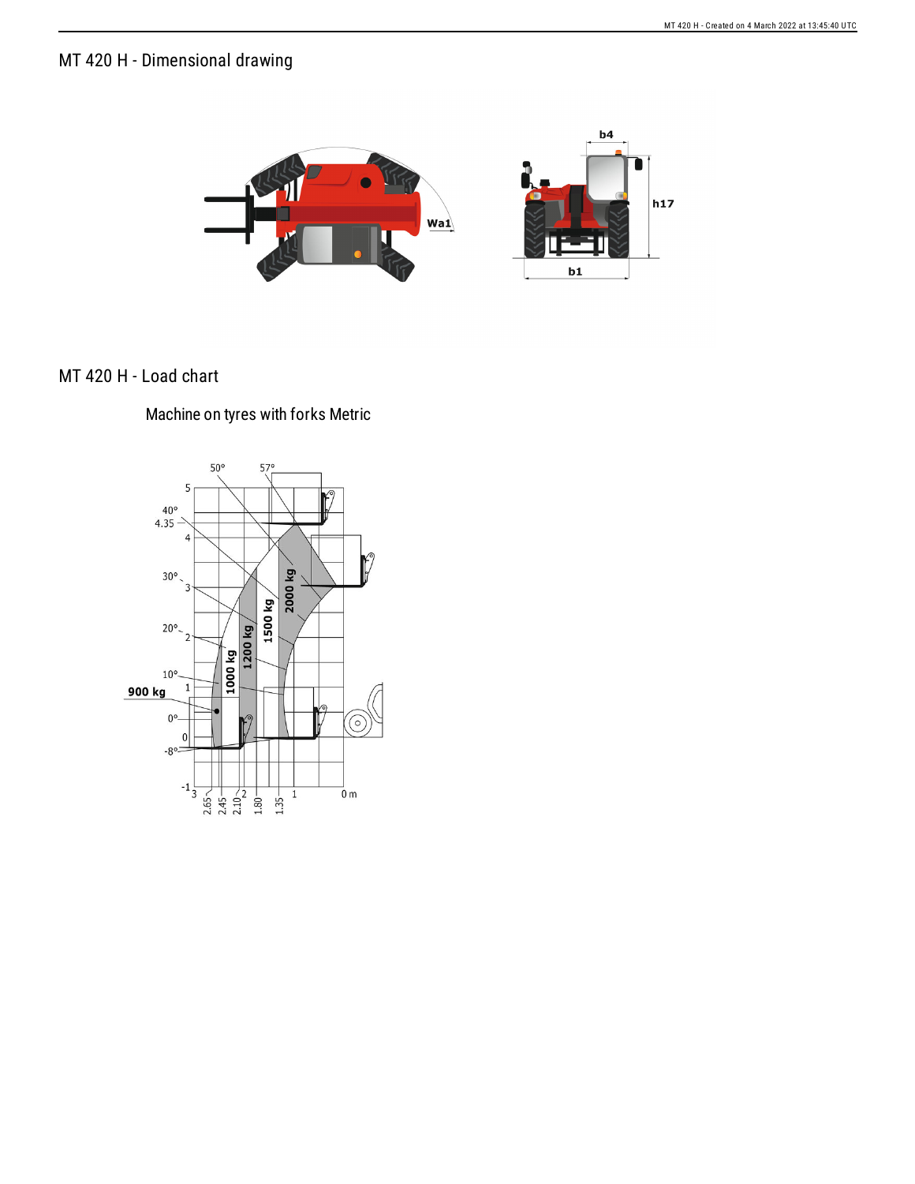## MT 420 H - Dimensional drawing

## MT 420 H - Load chart

### Machine on tyres with forks Metric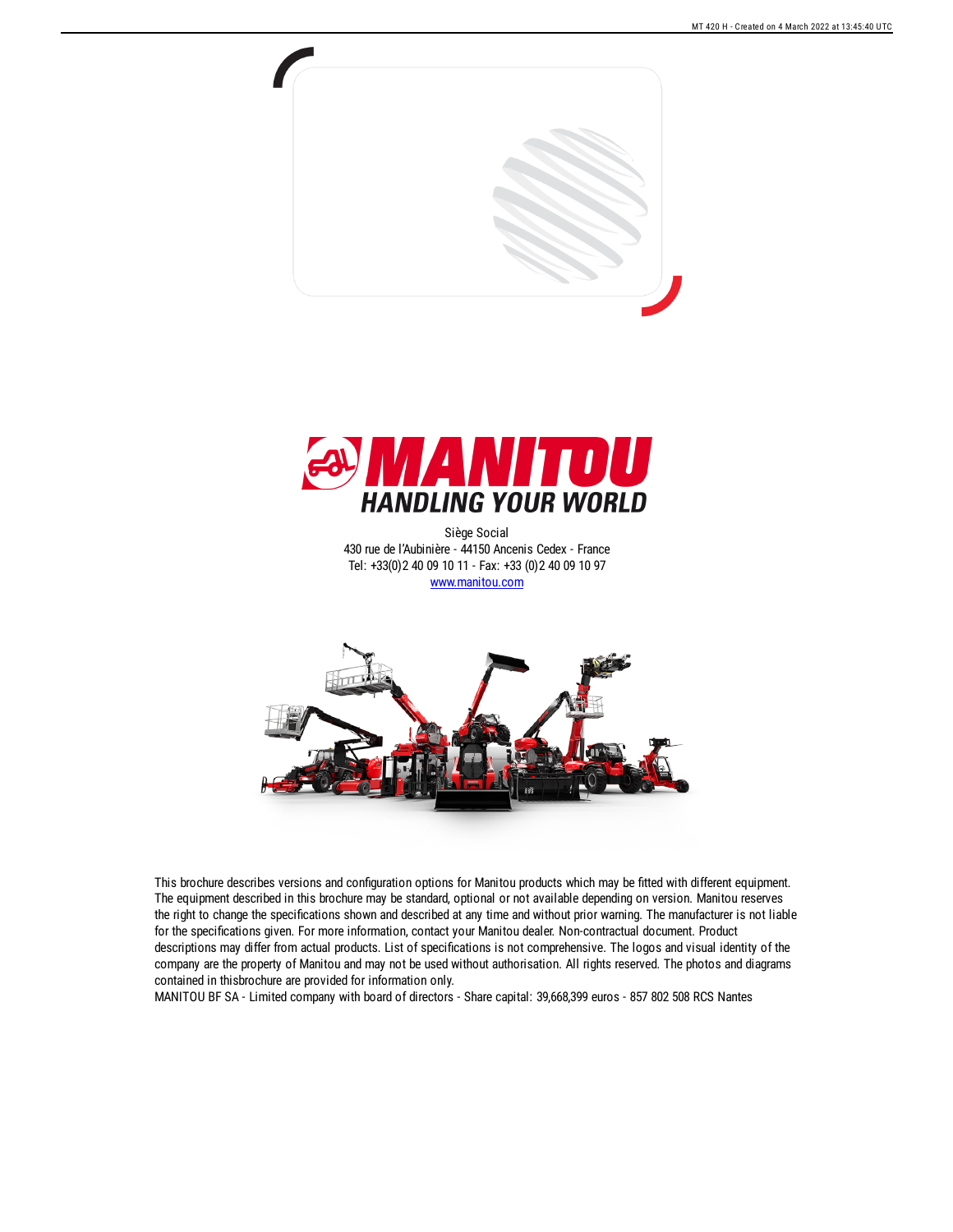MANITOU

HANDLING YOUR WORLD

Siège Social
430 rue de l'Aubinière - 44150 Ancenis Cedex - France
Tel: +33(0)2 40 09 10 11 - Fax: +33 (0)2 40 09 10 97
[www.manitou.com](http://www.manitou.com)

This brochure describes versions and configuration options for Manitou products which may be fitted with different equipment. The equipment described in this brochure may be standard, optional or not available depending on version. Manitou reserves the right to change the specifications shown and described at any time and without prior warning. The manufacturer is not liable for the specifications given. For more information, contact your Manitou dealer. Non-contractual document. Product descriptions may differ from actual products. List of specifications is not comprehensive. The logos and visual identity of the company are the property of Manitou and may not be used without authorisation. All rights reserved. The photos and diagrams contained in thisbrochure are provided for information only.
MANITOU BF SA - Limited company with board of directors - Share capital: 39,668,399 euros - 857 802 508 RCS Nantes